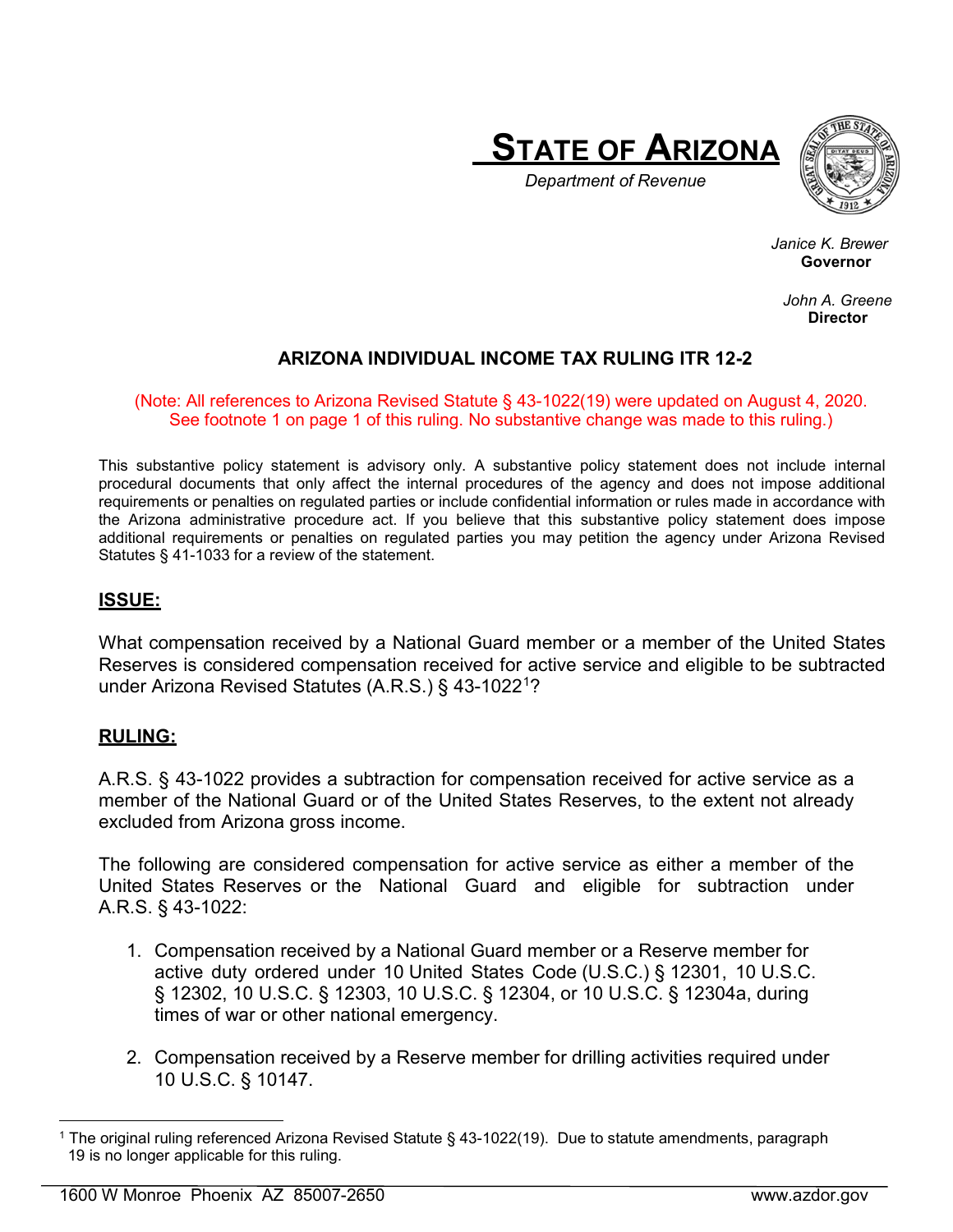# STATE OF ARIZONA

*Department of Revenue*

*Janice K. Brewer*
**Governor**

*John A. Greene*
**Director**

## ARIZONA INDIVIDUAL INCOME TAX RULING ITR 12-2

(Note: All references to Arizona Revised Statute § 43-1022(19) were updated on August 4, 2020. See footnote 1 on page 1 of this ruling. No substantive change was made to this ruling.)

This substantive policy statement is advisory only. A substantive policy statement does not include internal procedural documents that only affect the internal procedures of the agency and does not impose additional requirements or penalties on regulated parties or include confidential information or rules made in accordance with the Arizona administrative procedure act. If you believe that this substantive policy statement does impose additional requirements or penalties on regulated parties you may petition the agency under Arizona Revised Statutes § 41-1033 for a review of the statement.

### ISSUE:

What compensation received by a National Guard member or a member of the United States Reserves is considered compensation received for active service and eligible to be subtracted under Arizona Revised Statutes (A.R.S.) § 43-1022[1]?

### RULING:

A.R.S. § 43-1022 provides a subtraction for compensation received for active service as a member of the National Guard or of the United States Reserves, to the extent not already excluded from Arizona gross income.

The following are considered compensation for active service as either a member of the United States Reserves or the National Guard and eligible for subtraction under A.R.S. § 43-1022:

1. Compensation received by a National Guard member or a Reserve member for active duty ordered under 10 United States Code (U.S.C.) § 12301, 10 U.S.C. § 12302, 10 U.S.C. § 12303, 10 U.S.C. § 12304, or 10 U.S.C. § 12304a, during times of war or other national emergency.

2. Compensation received by a Reserve member for drilling activities required under 10 U.S.C. § 10147.

[1] The original ruling referenced Arizona Revised Statute § 43-1022(19). Due to statute amendments, paragraph 19 is no longer applicable for this ruling.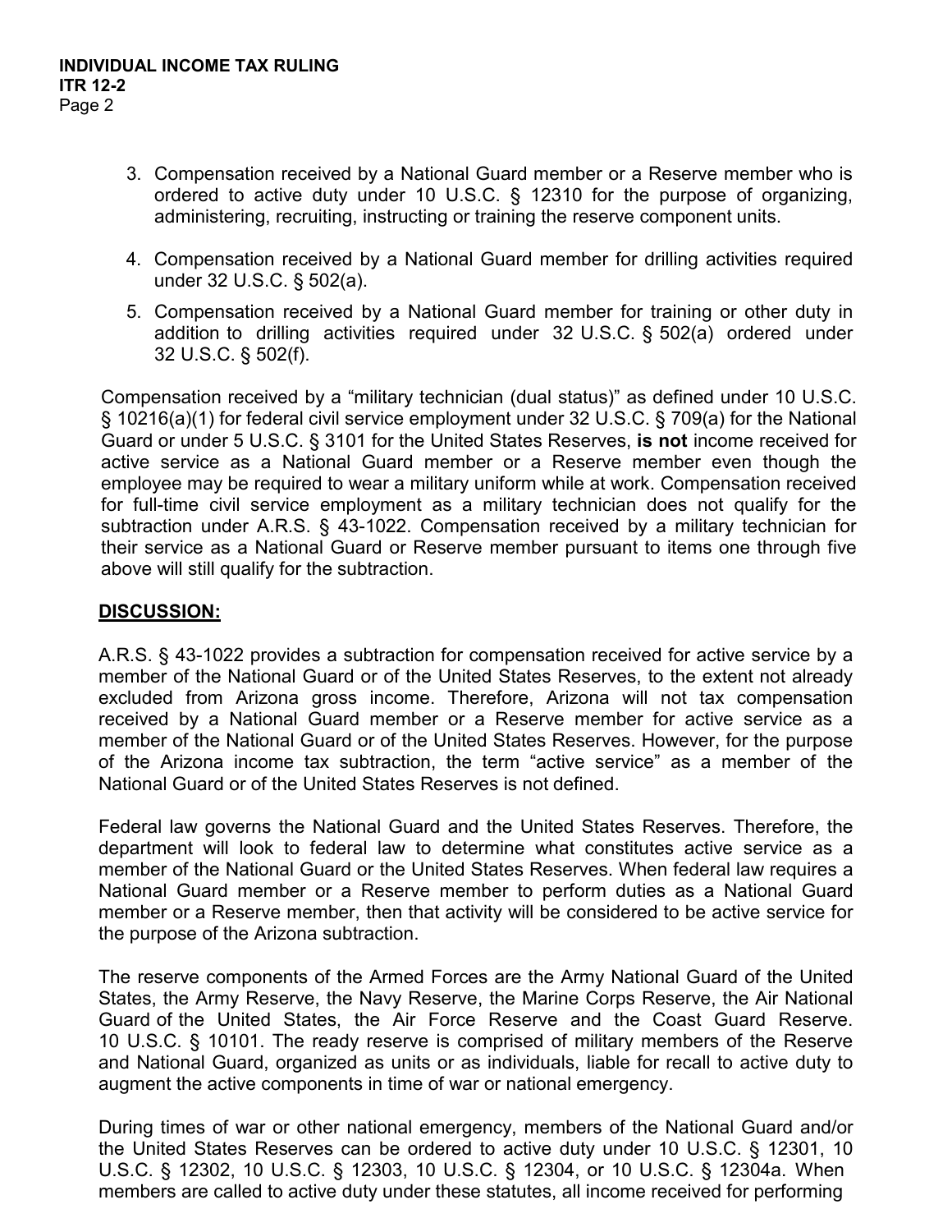3. Compensation received by a National Guard member or a Reserve member who is ordered to active duty under 10 U.S.C. § 12310 for the purpose of organizing, administering, recruiting, instructing or training the reserve component units.

4. Compensation received by a National Guard member for drilling activities required under 32 U.S.C. § 502(a).

5. Compensation received by a National Guard member for training or other duty in addition to drilling activities required under 32 U.S.C. § 502(a) ordered under 32 U.S.C. § 502(f).

Compensation received by a "military technician (dual status)" as defined under 10 U.S.C. § 10216(a)(1) for federal civil service employment under 32 U.S.C. § 709(a) for the National Guard or under 5 U.S.C. § 3101 for the United States Reserves, **is not** income received for active service as a National Guard member or a Reserve member even though the employee may be required to wear a military uniform while at work. Compensation received for full-time civil service employment as a military technician does not qualify for the subtraction under A.R.S. § 43-1022. Compensation received by a military technician for their service as a National Guard or Reserve member pursuant to items one through five above will still qualify for the subtraction.

## DISCUSSION:

A.R.S. § 43-1022 provides a subtraction for compensation received for active service by a member of the National Guard or of the United States Reserves, to the extent not already excluded from Arizona gross income. Therefore, Arizona will not tax compensation received by a National Guard member or a Reserve member for active service as a member of the National Guard or of the United States Reserves. However, for the purpose of the Arizona income tax subtraction, the term "active service" as a member of the National Guard or of the United States Reserves is not defined.

Federal law governs the National Guard and the United States Reserves. Therefore, the department will look to federal law to determine what constitutes active service as a member of the National Guard or the United States Reserves. When federal law requires a National Guard member or a Reserve member to perform duties as a National Guard member or a Reserve member, then that activity will be considered to be active service for the purpose of the Arizona subtraction.

The reserve components of the Armed Forces are the Army National Guard of the United States, the Army Reserve, the Navy Reserve, the Marine Corps Reserve, the Air National Guard of the United States, the Air Force Reserve and the Coast Guard Reserve. 10 U.S.C. § 10101. The ready reserve is comprised of military members of the Reserve and National Guard, organized as units or as individuals, liable for recall to active duty to augment the active components in time of war or national emergency.

During times of war or other national emergency, members of the National Guard and/or the United States Reserves can be ordered to active duty under 10 U.S.C. § 12301, 10 U.S.C. § 12302, 10 U.S.C. § 12303, 10 U.S.C. § 12304, or 10 U.S.C. § 12304a. When members are called to active duty under these statutes, all income received for performing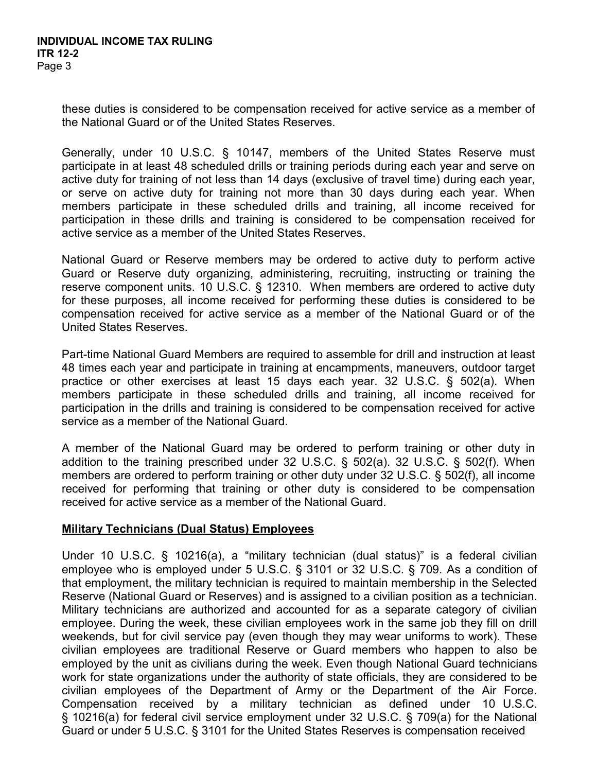these duties is considered to be compensation received for active service as a member of the National Guard or of the United States Reserves.

Generally, under 10 U.S.C. § 10147, members of the United States Reserve must participate in at least 48 scheduled drills or training periods during each year and serve on active duty for training of not less than 14 days (exclusive of travel time) during each year, or serve on active duty for training not more than 30 days during each year. When members participate in these scheduled drills and training, all income received for participation in these drills and training is considered to be compensation received for active service as a member of the United States Reserves.

National Guard or Reserve members may be ordered to active duty to perform active Guard or Reserve duty organizing, administering, recruiting, instructing or training the reserve component units. 10 U.S.C. § 12310. When members are ordered to active duty for these purposes, all income received for performing these duties is considered to be compensation received for active service as a member of the National Guard or of the United States Reserves.

Part-time National Guard Members are required to assemble for drill and instruction at least 48 times each year and participate in training at encampments, maneuvers, outdoor target practice or other exercises at least 15 days each year. 32 U.S.C. § 502(a). When members participate in these scheduled drills and training, all income received for participation in the drills and training is considered to be compensation received for active service as a member of the National Guard.

A member of the National Guard may be ordered to perform training or other duty in addition to the training prescribed under 32 U.S.C. § 502(a). 32 U.S.C. § 502(f). When members are ordered to perform training or other duty under 32 U.S.C. § 502(f), all income received for performing that training or other duty is considered to be compensation received for active service as a member of the National Guard.

**Military Technicians (Dual Status) Employees**

Under 10 U.S.C. § 10216(a), a "military technician (dual status)" is a federal civilian employee who is employed under 5 U.S.C. § 3101 or 32 U.S.C. § 709. As a condition of that employment, the military technician is required to maintain membership in the Selected Reserve (National Guard or Reserves) and is assigned to a civilian position as a technician. Military technicians are authorized and accounted for as a separate category of civilian employee. During the week, these civilian employees work in the same job they fill on drill weekends, but for civil service pay (even though they may wear uniforms to work). These civilian employees are traditional Reserve or Guard members who happen to also be employed by the unit as civilians during the week. Even though National Guard technicians work for state organizations under the authority of state officials, they are considered to be civilian employees of the Department of Army or the Department of the Air Force. Compensation received by a military technician as defined under 10 U.S.C. § 10216(a) for federal civil service employment under 32 U.S.C. § 709(a) for the National Guard or under 5 U.S.C. § 3101 for the United States Reserves is compensation received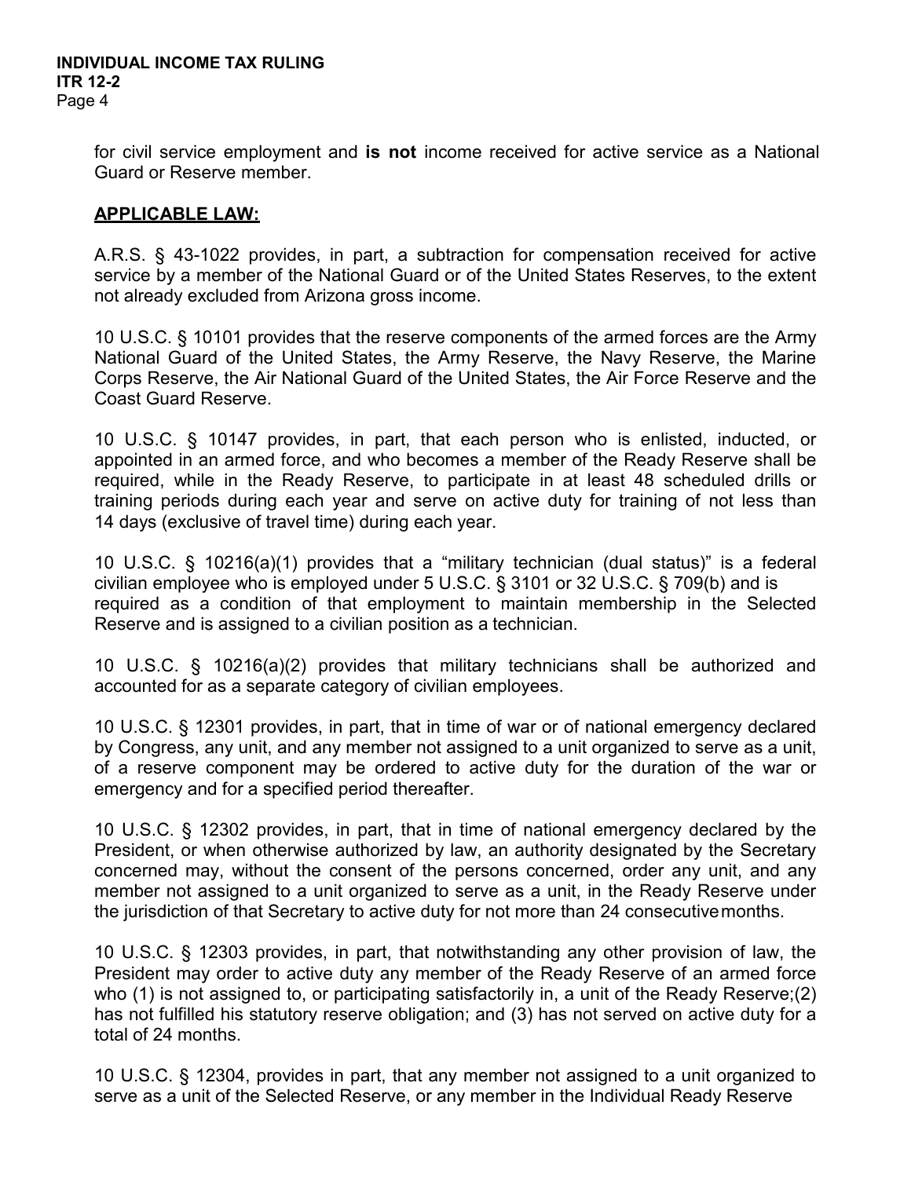for civil service employment and **is not** income received for active service as a National Guard or Reserve member.

## APPLICABLE LAW:

A.R.S. § 43-1022 provides, in part, a subtraction for compensation received for active service by a member of the National Guard or of the United States Reserves, to the extent not already excluded from Arizona gross income.

10 U.S.C. § 10101 provides that the reserve components of the armed forces are the Army National Guard of the United States, the Army Reserve, the Navy Reserve, the Marine Corps Reserve, the Air National Guard of the United States, the Air Force Reserve and the Coast Guard Reserve.

10 U.S.C. § 10147 provides, in part, that each person who is enlisted, inducted, or appointed in an armed force, and who becomes a member of the Ready Reserve shall be required, while in the Ready Reserve, to participate in at least 48 scheduled drills or training periods during each year and serve on active duty for training of not less than 14 days (exclusive of travel time) during each year.

10 U.S.C. § 10216(a)(1) provides that a "military technician (dual status)" is a federal civilian employee who is employed under 5 U.S.C. § 3101 or 32 U.S.C. § 709(b) and is required as a condition of that employment to maintain membership in the Selected Reserve and is assigned to a civilian position as a technician.

10 U.S.C. § 10216(a)(2) provides that military technicians shall be authorized and accounted for as a separate category of civilian employees.

10 U.S.C. § 12301 provides, in part, that in time of war or of national emergency declared by Congress, any unit, and any member not assigned to a unit organized to serve as a unit, of a reserve component may be ordered to active duty for the duration of the war or emergency and for a specified period thereafter.

10 U.S.C. § 12302 provides, in part, that in time of national emergency declared by the President, or when otherwise authorized by law, an authority designated by the Secretary concerned may, without the consent of the persons concerned, order any unit, and any member not assigned to a unit organized to serve as a unit, in the Ready Reserve under the jurisdiction of that Secretary to active duty for not more than 24 consecutive months.

10 U.S.C. § 12303 provides, in part, that notwithstanding any other provision of law, the President may order to active duty any member of the Ready Reserve of an armed force who (1) is not assigned to, or participating satisfactorily in, a unit of the Ready Reserve; (2) has not fulfilled his statutory reserve obligation; and (3) has not served on active duty for a total of 24 months.

10 U.S.C. § 12304, provides in part, that any member not assigned to a unit organized to serve as a unit of the Selected Reserve, or any member in the Individual Ready Reserve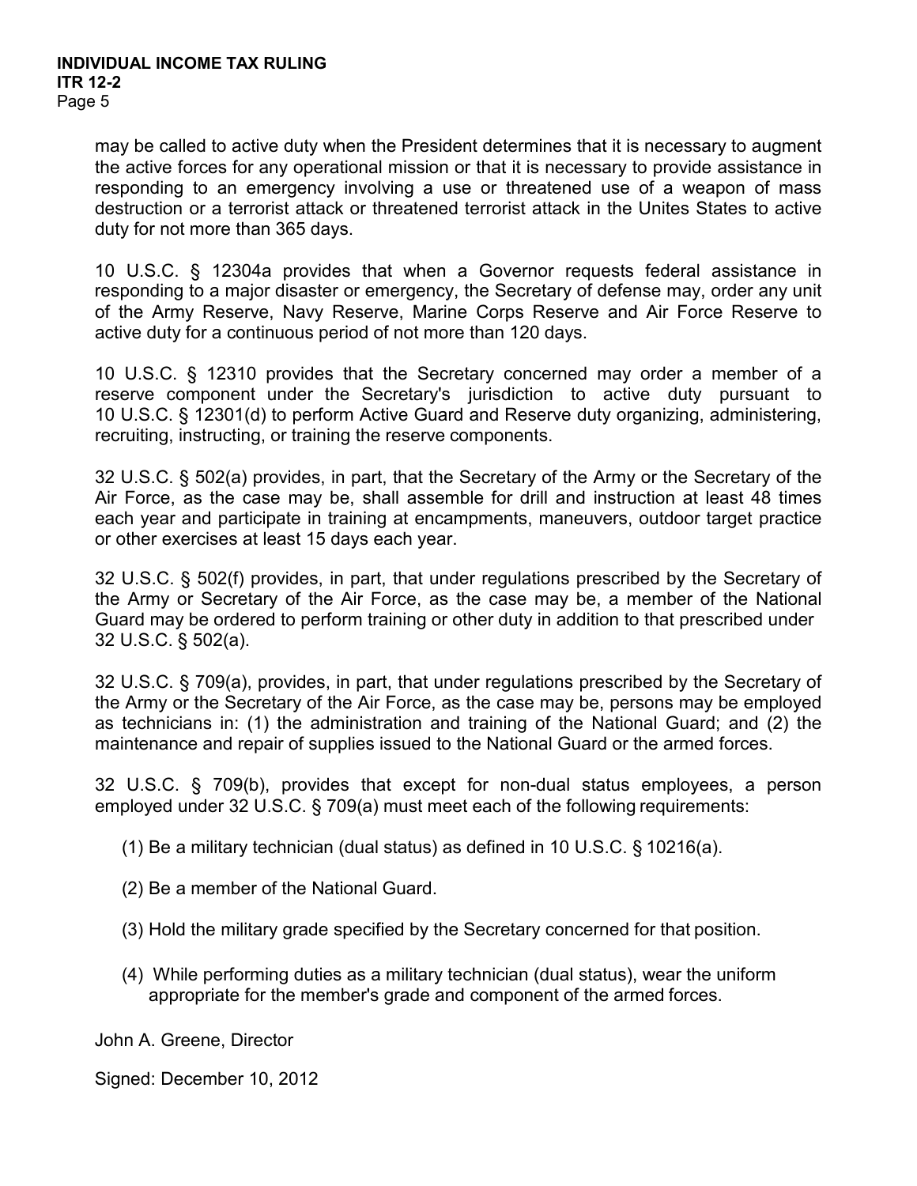may be called to active duty when the President determines that it is necessary to augment the active forces for any operational mission or that it is necessary to provide assistance in responding to an emergency involving a use or threatened use of a weapon of mass destruction or a terrorist attack or threatened terrorist attack in the Unites States to active duty for not more than 365 days.

10 U.S.C. § 12304a provides that when a Governor requests federal assistance in responding to a major disaster or emergency, the Secretary of defense may, order any unit of the Army Reserve, Navy Reserve, Marine Corps Reserve and Air Force Reserve to active duty for a continuous period of not more than 120 days.

10 U.S.C. § 12310 provides that the Secretary concerned may order a member of a reserve component under the Secretary's jurisdiction to active duty pursuant to 10 U.S.C. § 12301(d) to perform Active Guard and Reserve duty organizing, administering, recruiting, instructing, or training the reserve components.

32 U.S.C. § 502(a) provides, in part, that the Secretary of the Army or the Secretary of the Air Force, as the case may be, shall assemble for drill and instruction at least 48 times each year and participate in training at encampments, maneuvers, outdoor target practice or other exercises at least 15 days each year.

32 U.S.C. § 502(f) provides, in part, that under regulations prescribed by the Secretary of the Army or Secretary of the Air Force, as the case may be, a member of the National Guard may be ordered to perform training or other duty in addition to that prescribed under 32 U.S.C. § 502(a).

32 U.S.C. § 709(a), provides, in part, that under regulations prescribed by the Secretary of the Army or the Secretary of the Air Force, as the case may be, persons may be employed as technicians in: (1) the administration and training of the National Guard; and (2) the maintenance and repair of supplies issued to the National Guard or the armed forces.

32 U.S.C. § 709(b), provides that except for non-dual status employees, a person employed under 32 U.S.C. § 709(a) must meet each of the following requirements:

(1) Be a military technician (dual status) as defined in 10 U.S.C. § 10216(a).

(2) Be a member of the National Guard.

(3) Hold the military grade specified by the Secretary concerned for that position.

(4) While performing duties as a military technician (dual status), wear the uniform appropriate for the member's grade and component of the armed forces.

John A. Greene, Director

Signed: December 10, 2012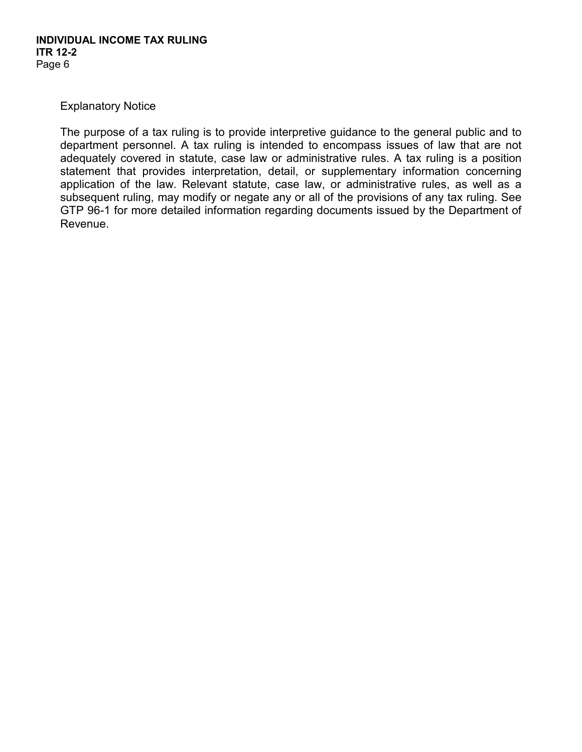Explanatory Notice

The purpose of a tax ruling is to provide interpretive guidance to the general public and to department personnel. A tax ruling is intended to encompass issues of law that are not adequately covered in statute, case law or administrative rules. A tax ruling is a position statement that provides interpretation, detail, or supplementary information concerning application of the law. Relevant statute, case law, or administrative rules, as well as a subsequent ruling, may modify or negate any or all of the provisions of any tax ruling. See GTP 96-1 for more detailed information regarding documents issued by the Department of Revenue.